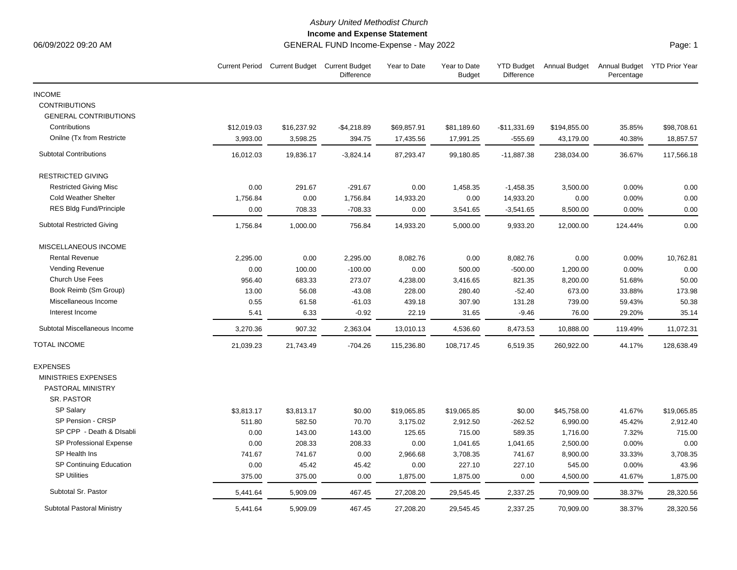# Asbury United Methodist Church

## Income and Expense Statement

GENERAL FUND Income-Expense - May 2022

06/09/2022 09:20 AM

| | Current Period | Current Budget | Current Budget Difference | Year to Date | Year to Date Budget | YTD Budget Difference | Annual Budget | Annual Budget Percentage | YTD Prior Year |
|---|---|---|---|---|---|---|---|---|---|
| INCOME | | | | | | | | | |
| CONTRIBUTIONS | | | | | | | | | |
| GENERAL CONTRIBUTIONS | | | | | | | | | |
| Contributions | $12,019.03 | $16,237.92 | -$4,218.89 | $69,857.91 | $81,189.60 | -$11,331.69 | $194,855.00 | 35.85% | $98,708.61 |
| Onilne (Tx from Restricte | 3,993.00 | 3,598.25 | 394.75 | 17,435.56 | 17,991.25 | -555.69 | 43,179.00 | 40.38% | 18,857.57 |
| Subtotal Contributions | 16,012.03 | 19,836.17 | -3,824.14 | 87,293.47 | 99,180.85 | -11,887.38 | 238,034.00 | 36.67% | 117,566.18 |
| RESTRICTED GIVING | | | | | | | | | |
| Restricted Giving Misc | 0.00 | 291.67 | -291.67 | 0.00 | 1,458.35 | -1,458.35 | 3,500.00 | 0.00% | 0.00 |
| Cold Weather Shelter | 1,756.84 | 0.00 | 1,756.84 | 14,933.20 | 0.00 | 14,933.20 | 0.00 | 0.00% | 0.00 |
| RES Bldg Fund/Principle | 0.00 | 708.33 | -708.33 | 0.00 | 3,541.65 | -3,541.65 | 8,500.00 | 0.00% | 0.00 |
| Subtotal Restricted Giving | 1,756.84 | 1,000.00 | 756.84 | 14,933.20 | 5,000.00 | 9,933.20 | 12,000.00 | 124.44% | 0.00 |
| MISCELLANEOUS INCOME | | | | | | | | | |
| Rental Revenue | 2,295.00 | 0.00 | 2,295.00 | 8,082.76 | 0.00 | 8,082.76 | 0.00 | 0.00% | 10,762.81 |
| Vending Revenue | 0.00 | 100.00 | -100.00 | 0.00 | 500.00 | -500.00 | 1,200.00 | 0.00% | 0.00 |
| Church Use Fees | 956.40 | 683.33 | 273.07 | 4,238.00 | 3,416.65 | 821.35 | 8,200.00 | 51.68% | 50.00 |
| Book Reimb (Sm Group) | 13.00 | 56.08 | -43.08 | 228.00 | 280.40 | -52.40 | 673.00 | 33.88% | 173.98 |
| Miscellaneous Income | 0.55 | 61.58 | -61.03 | 439.18 | 307.90 | 131.28 | 739.00 | 59.43% | 50.38 |
| Interest Income | 5.41 | 6.33 | -0.92 | 22.19 | 31.65 | -9.46 | 76.00 | 29.20% | 35.14 |
| Subtotal Miscellaneous Income | 3,270.36 | 907.32 | 2,363.04 | 13,010.13 | 4,536.60 | 8,473.53 | 10,888.00 | 119.49% | 11,072.31 |
| TOTAL INCOME | 21,039.23 | 21,743.49 | -704.26 | 115,236.80 | 108,717.45 | 6,519.35 | 260,922.00 | 44.17% | 128,638.49 |
| EXPENSES | | | | | | | | | |
| MINISTRIES EXPENSES | | | | | | | | | |
| PASTORAL MINISTRY | | | | | | | | | |
| SR. PASTOR | | | | | | | | | |
| SP Salary | $3,813.17 | $3,813.17 | $0.00 | $19,065.85 | $19,065.85 | $0.00 | $45,758.00 | 41.67% | $19,065.85 |
| SP Pension - CRSP | 511.80 | 582.50 | 70.70 | 3,175.02 | 2,912.50 | -262.52 | 6,990.00 | 45.42% | 2,912.40 |
| SP CPP - Death & DIsabli | 0.00 | 143.00 | 143.00 | 125.65 | 715.00 | 589.35 | 1,716.00 | 7.32% | 715.00 |
| SP Professional Expense | 0.00 | 208.33 | 208.33 | 0.00 | 1,041.65 | 1,041.65 | 2,500.00 | 0.00% | 0.00 |
| SP Health Ins | 741.67 | 741.67 | 0.00 | 2,966.68 | 3,708.35 | 741.67 | 8,900.00 | 33.33% | 3,708.35 |
| SP Continuing Education | 0.00 | 45.42 | 45.42 | 0.00 | 227.10 | 227.10 | 545.00 | 0.00% | 43.96 |
| SP Utilities | 375.00 | 375.00 | 0.00 | 1,875.00 | 1,875.00 | 0.00 | 4,500.00 | 41.67% | 1,875.00 |
| Subtotal Sr. Pastor | 5,441.64 | 5,909.09 | 467.45 | 27,208.20 | 29,545.45 | 2,337.25 | 70,909.00 | 38.37% | 28,320.56 |
| Subtotal Pastoral Ministry | 5,441.64 | 5,909.09 | 467.45 | 27,208.20 | 29,545.45 | 2,337.25 | 70,909.00 | 38.37% | 28,320.56 |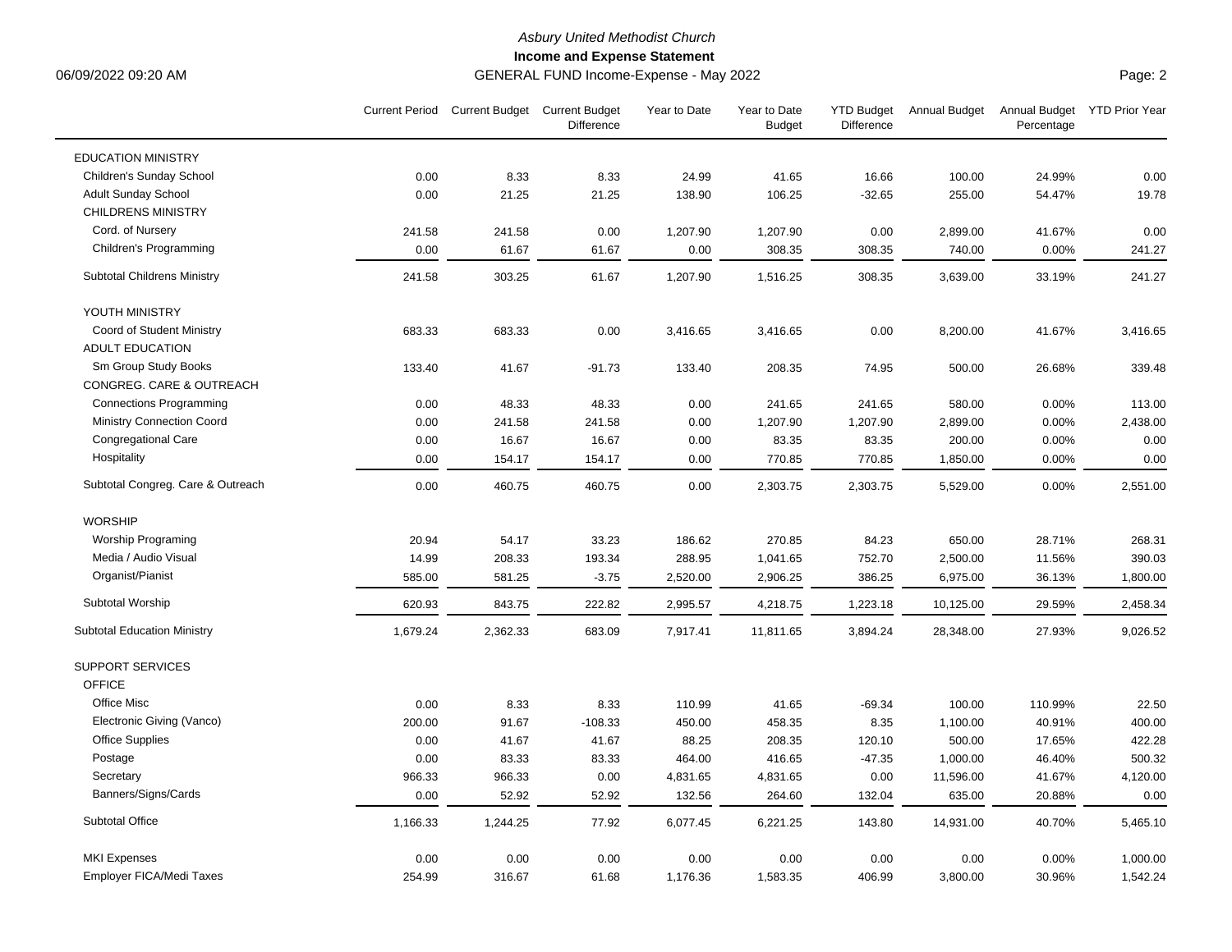*Asbury United Methodist Church*

**Income and Expense Statement**

GENERAL FUND Income-Expense - May 2022

06/09/2022 09:20 AM

| | Current Period | Current Budget | Current Budget Difference | Year to Date | Year to Date Budget | YTD Budget Difference | Annual Budget | Annual Budget Percentage | YTD Prior Year |
|---|---|---|---|---|---|---|---|---|---|
| EDUCATION MINISTRY | | | | | | | | | |
| Children's Sunday School | 0.00 | 8.33 | 8.33 | 24.99 | 41.65 | 16.66 | 100.00 | 24.99% | 0.00 |
| Adult Sunday School | 0.00 | 21.25 | 21.25 | 138.90 | 106.25 | -32.65 | 255.00 | 54.47% | 19.78 |
| CHILDRENS MINISTRY | | | | | | | | | |
| Cord. of Nursery | 241.58 | 241.58 | 0.00 | 1,207.90 | 1,207.90 | 0.00 | 2,899.00 | 41.67% | 0.00 |
| Children's Programming | 0.00 | 61.67 | 61.67 | 0.00 | 308.35 | 308.35 | 740.00 | 0.00% | 241.27 |
| Subtotal Childrens Ministry | 241.58 | 303.25 | 61.67 | 1,207.90 | 1,516.25 | 308.35 | 3,639.00 | 33.19% | 241.27 |
| YOUTH MINISTRY | | | | | | | | | |
| Coord of Student Ministry | 683.33 | 683.33 | 0.00 | 3,416.65 | 3,416.65 | 0.00 | 8,200.00 | 41.67% | 3,416.65 |
| ADULT EDUCATION | | | | | | | | | |
| Sm Group Study Books | 133.40 | 41.67 | -91.73 | 133.40 | 208.35 | 74.95 | 500.00 | 26.68% | 339.48 |
| CONGREG. CARE & OUTREACH | | | | | | | | | |
| Connections Programming | 0.00 | 48.33 | 48.33 | 0.00 | 241.65 | 241.65 | 580.00 | 0.00% | 113.00 |
| Ministry Connection Coord | 0.00 | 241.58 | 241.58 | 0.00 | 1,207.90 | 1,207.90 | 2,899.00 | 0.00% | 2,438.00 |
| Congregational Care | 0.00 | 16.67 | 16.67 | 0.00 | 83.35 | 83.35 | 200.00 | 0.00% | 0.00 |
| Hospitality | 0.00 | 154.17 | 154.17 | 0.00 | 770.85 | 770.85 | 1,850.00 | 0.00% | 0.00 |
| Subtotal Congreg. Care & Outreach | 0.00 | 460.75 | 460.75 | 0.00 | 2,303.75 | 2,303.75 | 5,529.00 | 0.00% | 2,551.00 |
| WORSHIP | | | | | | | | | |
| Worship Programing | 20.94 | 54.17 | 33.23 | 186.62 | 270.85 | 84.23 | 650.00 | 28.71% | 268.31 |
| Media / Audio Visual | 14.99 | 208.33 | 193.34 | 288.95 | 1,041.65 | 752.70 | 2,500.00 | 11.56% | 390.03 |
| Organist/Pianist | 585.00 | 581.25 | -3.75 | 2,520.00 | 2,906.25 | 386.25 | 6,975.00 | 36.13% | 1,800.00 |
| Subtotal Worship | 620.93 | 843.75 | 222.82 | 2,995.57 | 4,218.75 | 1,223.18 | 10,125.00 | 29.59% | 2,458.34 |
| Subtotal Education Ministry | 1,679.24 | 2,362.33 | 683.09 | 7,917.41 | 11,811.65 | 3,894.24 | 28,348.00 | 27.93% | 9,026.52 |
| SUPPORT SERVICES | | | | | | | | | |
| OFFICE | | | | | | | | | |
| Office Misc | 0.00 | 8.33 | 8.33 | 110.99 | 41.65 | -69.34 | 100.00 | 110.99% | 22.50 |
| Electronic Giving (Vanco) | 200.00 | 91.67 | -108.33 | 450.00 | 458.35 | 8.35 | 1,100.00 | 40.91% | 400.00 |
| Office Supplies | 0.00 | 41.67 | 41.67 | 88.25 | 208.35 | 120.10 | 500.00 | 17.65% | 422.28 |
| Postage | 0.00 | 83.33 | 83.33 | 464.00 | 416.65 | -47.35 | 1,000.00 | 46.40% | 500.32 |
| Secretary | 966.33 | 966.33 | 0.00 | 4,831.65 | 4,831.65 | 0.00 | 11,596.00 | 41.67% | 4,120.00 |
| Banners/Signs/Cards | 0.00 | 52.92 | 52.92 | 132.56 | 264.60 | 132.04 | 635.00 | 20.88% | 0.00 |
| Subtotal Office | 1,166.33 | 1,244.25 | 77.92 | 6,077.45 | 6,221.25 | 143.80 | 14,931.00 | 40.70% | 5,465.10 |
| MKI Expenses | 0.00 | 0.00 | 0.00 | 0.00 | 0.00 | 0.00 | 0.00 | 0.00% | 1,000.00 |
| Employer FICA/Medi Taxes | 254.99 | 316.67 | 61.68 | 1,176.36 | 1,583.35 | 406.99 | 3,800.00 | 30.96% | 1,542.24 |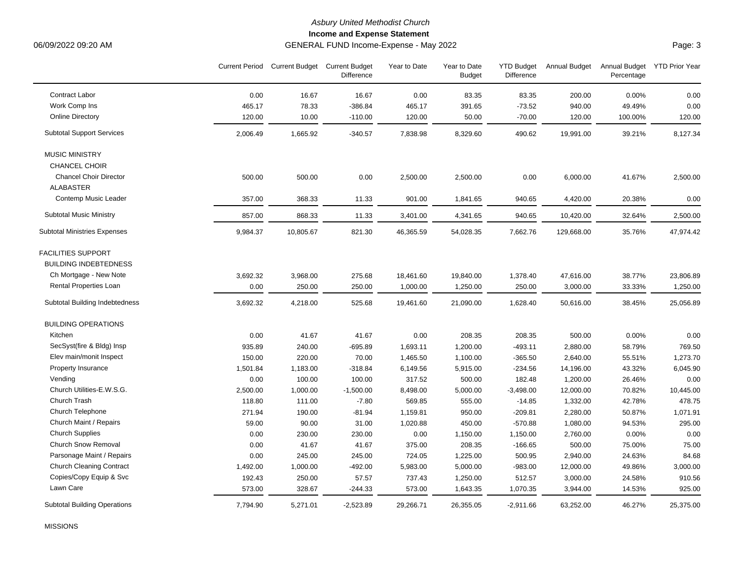*Asbury United Methodist Church*

**Income and Expense Statement**

GENERAL FUND Income-Expense - May 2022

06/09/2022 09:20 AM

| | Current Period | Current Budget | Current Budget Difference | Year to Date | Year to Date Budget | YTD Budget Difference | Annual Budget | Annual Budget Percentage | YTD Prior Year |
|---|---|---|---|---|---|---|---|---|---|
| Contract Labor | 0.00 | 16.67 | 16.67 | 0.00 | 83.35 | 83.35 | 200.00 | 0.00% | 0.00 |
| Work Comp Ins | 465.17 | 78.33 | -386.84 | 465.17 | 391.65 | -73.52 | 940.00 | 49.49% | 0.00 |
| Online Directory | 120.00 | 10.00 | -110.00 | 120.00 | 50.00 | -70.00 | 120.00 | 100.00% | 120.00 |
| Subtotal Support Services | 2,006.49 | 1,665.92 | -340.57 | 7,838.98 | 8,329.60 | 490.62 | 19,991.00 | 39.21% | 8,127.34 |
| MUSIC MINISTRY | | | | | | | | | |
| CHANCEL CHOIR | | | | | | | | | |
| Chancel Choir Director | 500.00 | 500.00 | 0.00 | 2,500.00 | 2,500.00 | 0.00 | 6,000.00 | 41.67% | 2,500.00 |
| ALABASTER | | | | | | | | | |
| Contemp Music Leader | 357.00 | 368.33 | 11.33 | 901.00 | 1,841.65 | 940.65 | 4,420.00 | 20.38% | 0.00 |
| Subtotal Music Ministry | 857.00 | 868.33 | 11.33 | 3,401.00 | 4,341.65 | 940.65 | 10,420.00 | 32.64% | 2,500.00 |
| Subtotal Ministries Expenses | 9,984.37 | 10,805.67 | 821.30 | 46,365.59 | 54,028.35 | 7,662.76 | 129,668.00 | 35.76% | 47,974.42 |
| FACILITIES SUPPORT | | | | | | | | | |
| BUILDING INDEBTEDNESS | | | | | | | | | |
| Ch Mortgage - New Note | 3,692.32 | 3,968.00 | 275.68 | 18,461.60 | 19,840.00 | 1,378.40 | 47,616.00 | 38.77% | 23,806.89 |
| Rental Properties Loan | 0.00 | 250.00 | 250.00 | 1,000.00 | 1,250.00 | 250.00 | 3,000.00 | 33.33% | 1,250.00 |
| Subtotal Building Indebtedness | 3,692.32 | 4,218.00 | 525.68 | 19,461.60 | 21,090.00 | 1,628.40 | 50,616.00 | 38.45% | 25,056.89 |
| BUILDING OPERATIONS | | | | | | | | | |
| Kitchen | 0.00 | 41.67 | 41.67 | 0.00 | 208.35 | 208.35 | 500.00 | 0.00% | 0.00 |
| SecSyst(fire & Bldg) Insp | 935.89 | 240.00 | -695.89 | 1,693.11 | 1,200.00 | -493.11 | 2,880.00 | 58.79% | 769.50 |
| Elev main/monit Inspect | 150.00 | 220.00 | 70.00 | 1,465.50 | 1,100.00 | -365.50 | 2,640.00 | 55.51% | 1,273.70 |
| Property Insurance | 1,501.84 | 1,183.00 | -318.84 | 6,149.56 | 5,915.00 | -234.56 | 14,196.00 | 43.32% | 6,045.90 |
| Vending | 0.00 | 100.00 | 100.00 | 317.52 | 500.00 | 182.48 | 1,200.00 | 26.46% | 0.00 |
| Church Utilities-E.W.S.G. | 2,500.00 | 1,000.00 | -1,500.00 | 8,498.00 | 5,000.00 | -3,498.00 | 12,000.00 | 70.82% | 10,445.00 |
| Church Trash | 118.80 | 111.00 | -7.80 | 569.85 | 555.00 | -14.85 | 1,332.00 | 42.78% | 478.75 |
| Church Telephone | 271.94 | 190.00 | -81.94 | 1,159.81 | 950.00 | -209.81 | 2,280.00 | 50.87% | 1,071.91 |
| Church Maint / Repairs | 59.00 | 90.00 | 31.00 | 1,020.88 | 450.00 | -570.88 | 1,080.00 | 94.53% | 295.00 |
| Church Supplies | 0.00 | 230.00 | 230.00 | 0.00 | 1,150.00 | 1,150.00 | 2,760.00 | 0.00% | 0.00 |
| Church Snow Removal | 0.00 | 41.67 | 41.67 | 375.00 | 208.35 | -166.65 | 500.00 | 75.00% | 75.00 |
| Parsonage Maint / Repairs | 0.00 | 245.00 | 245.00 | 724.05 | 1,225.00 | 500.95 | 2,940.00 | 24.63% | 84.68 |
| Church Cleaning Contract | 1,492.00 | 1,000.00 | -492.00 | 5,983.00 | 5,000.00 | -983.00 | 12,000.00 | 49.86% | 3,000.00 |
| Copies/Copy Equip & Svc | 192.43 | 250.00 | 57.57 | 737.43 | 1,250.00 | 512.57 | 3,000.00 | 24.58% | 910.56 |
| Lawn Care | 573.00 | 328.67 | -244.33 | 573.00 | 1,643.35 | 1,070.35 | 3,944.00 | 14.53% | 925.00 |
| Subtotal Building Operations | 7,794.90 | 5,271.01 | -2,523.89 | 29,266.71 | 26,355.05 | -2,911.66 | 63,252.00 | 46.27% | 25,375.00 |
| MISSIONS | | | | | | | | | |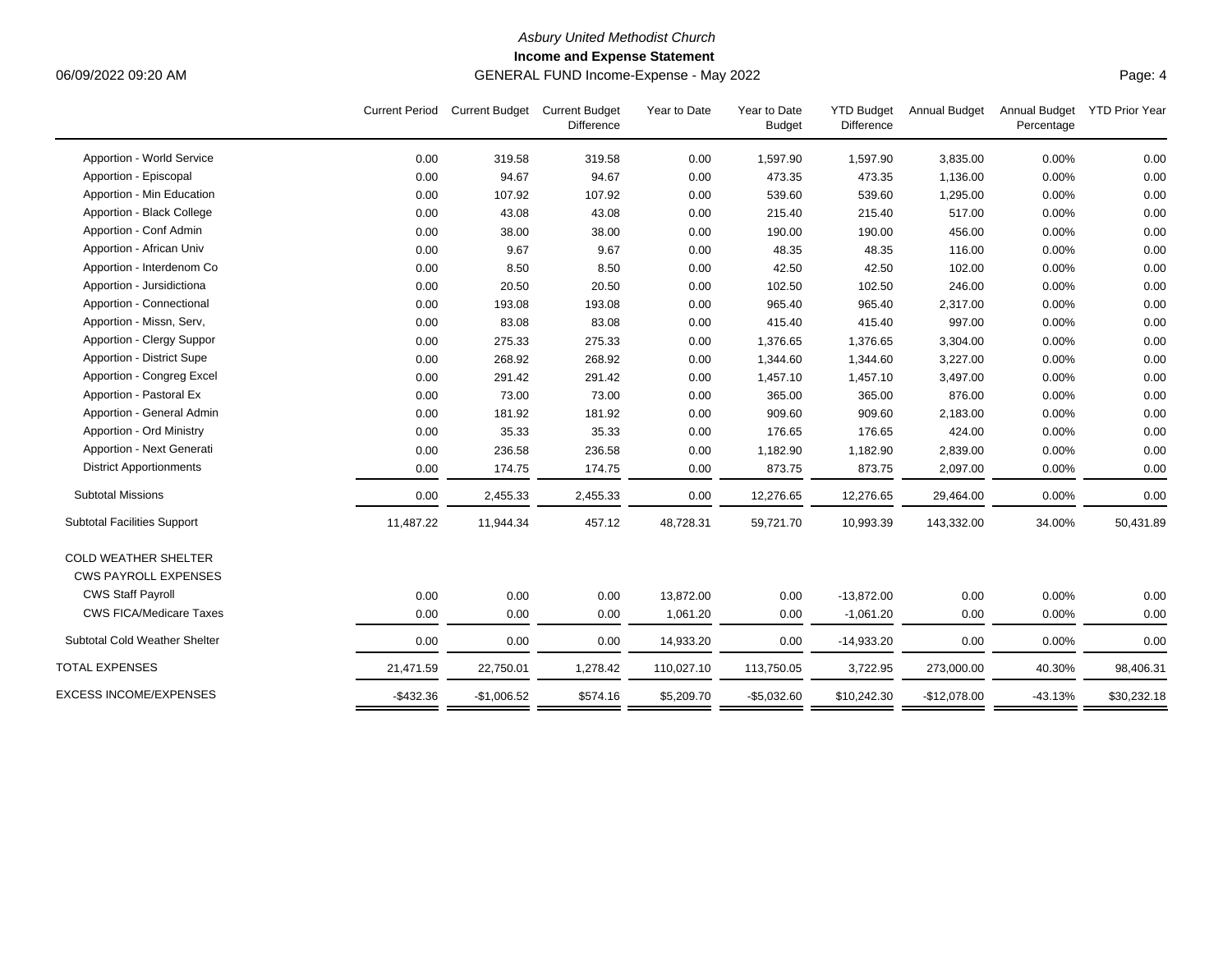*Asbury United Methodist Church*

**Income and Expense Statement**

GENERAL FUND Income-Expense - May 2022

06/09/2022 09:20 AM

| | Current Period | Current Budget | Current Budget Difference | Year to Date | Year to Date Budget | YTD Budget Difference | Annual Budget | Annual Budget Percentage | YTD Prior Year |
|---|---|---|---|---|---|---|---|---|---|
| Apportion - World Service | 0.00 | 319.58 | 319.58 | 0.00 | 1,597.90 | 1,597.90 | 3,835.00 | 0.00% | 0.00 |
| Apportion - Episcopal | 0.00 | 94.67 | 94.67 | 0.00 | 473.35 | 473.35 | 1,136.00 | 0.00% | 0.00 |
| Apportion - Min Education | 0.00 | 107.92 | 107.92 | 0.00 | 539.60 | 539.60 | 1,295.00 | 0.00% | 0.00 |
| Apportion - Black College | 0.00 | 43.08 | 43.08 | 0.00 | 215.40 | 215.40 | 517.00 | 0.00% | 0.00 |
| Apportion - Conf Admin | 0.00 | 38.00 | 38.00 | 0.00 | 190.00 | 190.00 | 456.00 | 0.00% | 0.00 |
| Apportion - African Univ | 0.00 | 9.67 | 9.67 | 0.00 | 48.35 | 48.35 | 116.00 | 0.00% | 0.00 |
| Apportion - Interdenom Co | 0.00 | 8.50 | 8.50 | 0.00 | 42.50 | 42.50 | 102.00 | 0.00% | 0.00 |
| Apportion - Jursidictiona | 0.00 | 20.50 | 20.50 | 0.00 | 102.50 | 102.50 | 246.00 | 0.00% | 0.00 |
| Apportion - Connectional | 0.00 | 193.08 | 193.08 | 0.00 | 965.40 | 965.40 | 2,317.00 | 0.00% | 0.00 |
| Apportion - Missn, Serv, | 0.00 | 83.08 | 83.08 | 0.00 | 415.40 | 415.40 | 997.00 | 0.00% | 0.00 |
| Apportion - Clergy Suppor | 0.00 | 275.33 | 275.33 | 0.00 | 1,376.65 | 1,376.65 | 3,304.00 | 0.00% | 0.00 |
| Apportion - District Supe | 0.00 | 268.92 | 268.92 | 0.00 | 1,344.60 | 1,344.60 | 3,227.00 | 0.00% | 0.00 |
| Apportion - Congreg Excel | 0.00 | 291.42 | 291.42 | 0.00 | 1,457.10 | 1,457.10 | 3,497.00 | 0.00% | 0.00 |
| Apportion - Pastoral Ex | 0.00 | 73.00 | 73.00 | 0.00 | 365.00 | 365.00 | 876.00 | 0.00% | 0.00 |
| Apportion - General Admin | 0.00 | 181.92 | 181.92 | 0.00 | 909.60 | 909.60 | 2,183.00 | 0.00% | 0.00 |
| Apportion - Ord Ministry | 0.00 | 35.33 | 35.33 | 0.00 | 176.65 | 176.65 | 424.00 | 0.00% | 0.00 |
| Apportion - Next Generati | 0.00 | 236.58 | 236.58 | 0.00 | 1,182.90 | 1,182.90 | 2,839.00 | 0.00% | 0.00 |
| District Apportionments | 0.00 | 174.75 | 174.75 | 0.00 | 873.75 | 873.75 | 2,097.00 | 0.00% | 0.00 |
| Subtotal Missions | 0.00 | 2,455.33 | 2,455.33 | 0.00 | 12,276.65 | 12,276.65 | 29,464.00 | 0.00% | 0.00 |
| Subtotal Facilities Support | 11,487.22 | 11,944.34 | 457.12 | 48,728.31 | 59,721.70 | 10,993.39 | 143,332.00 | 34.00% | 50,431.89 |
| COLD WEATHER SHELTER | | | | | | | | | |
| CWS PAYROLL EXPENSES | | | | | | | | | |
| CWS Staff Payroll | 0.00 | 0.00 | 0.00 | 13,872.00 | 0.00 | -13,872.00 | 0.00 | 0.00% | 0.00 |
| CWS FICA/Medicare Taxes | 0.00 | 0.00 | 0.00 | 1,061.20 | 0.00 | -1,061.20 | 0.00 | 0.00% | 0.00 |
| Subtotal Cold Weather Shelter | 0.00 | 0.00 | 0.00 | 14,933.20 | 0.00 | -14,933.20 | 0.00 | 0.00% | 0.00 |
| TOTAL EXPENSES | 21,471.59 | 22,750.01 | 1,278.42 | 110,027.10 | 113,750.05 | 3,722.95 | 273,000.00 | 40.30% | 98,406.31 |
| EXCESS INCOME/EXPENSES | -$432.36 | -$1,006.52 | $574.16 | $5,209.70 | -$5,032.60 | $10,242.30 | -$12,078.00 | -43.13% | $30,232.18 |